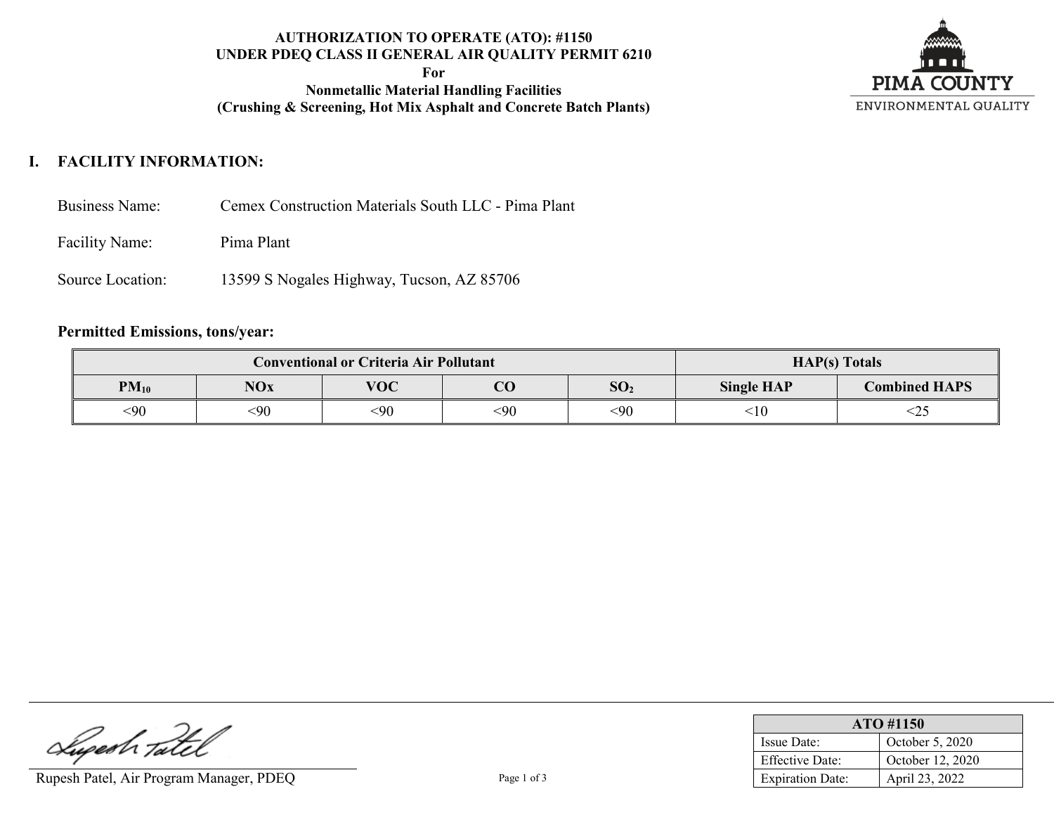**AUTHORIZATION TO OPERATE (ATO): #1150**
**UNDER PDEQ CLASS II GENERAL AIR QUALITY PERMIT 6210**
**For**
**Nonmetallic Material Handling Facilities**
**(Crushing & Screening, Hot Mix Asphalt and Concrete Batch Plants)**

PIMA COUNTY
ENVIRONMENTAL QUALITY

## I. FACILITY INFORMATION:

Business Name: Cemex Construction Materials South LLC - Pima Plant

Facility Name: Pima Plant

Source Location: 13599 S Nogales Highway, Tucson, AZ 85706

**Permitted Emissions, tons/year:**

| Conventional or Criteria Air Pollutant | | | | | HAP(s) Totals | |
|---|---|---|---|---|---|---|
| $PM_{10}$ | NOx | VOC | CO | $SO_2$ | Single HAP | Combined HAPS |
| <90 | <90 | <90 | <90 | <90 | <10 | <25 |

Rupesh Patel, Air Program Manager, PDEQ

| ATO #1150 | |
|---|---|
| Issue Date: | October 5, 2020 |
| Effective Date: | October 12, 2020 |
| Expiration Date: | April 23, 2022 |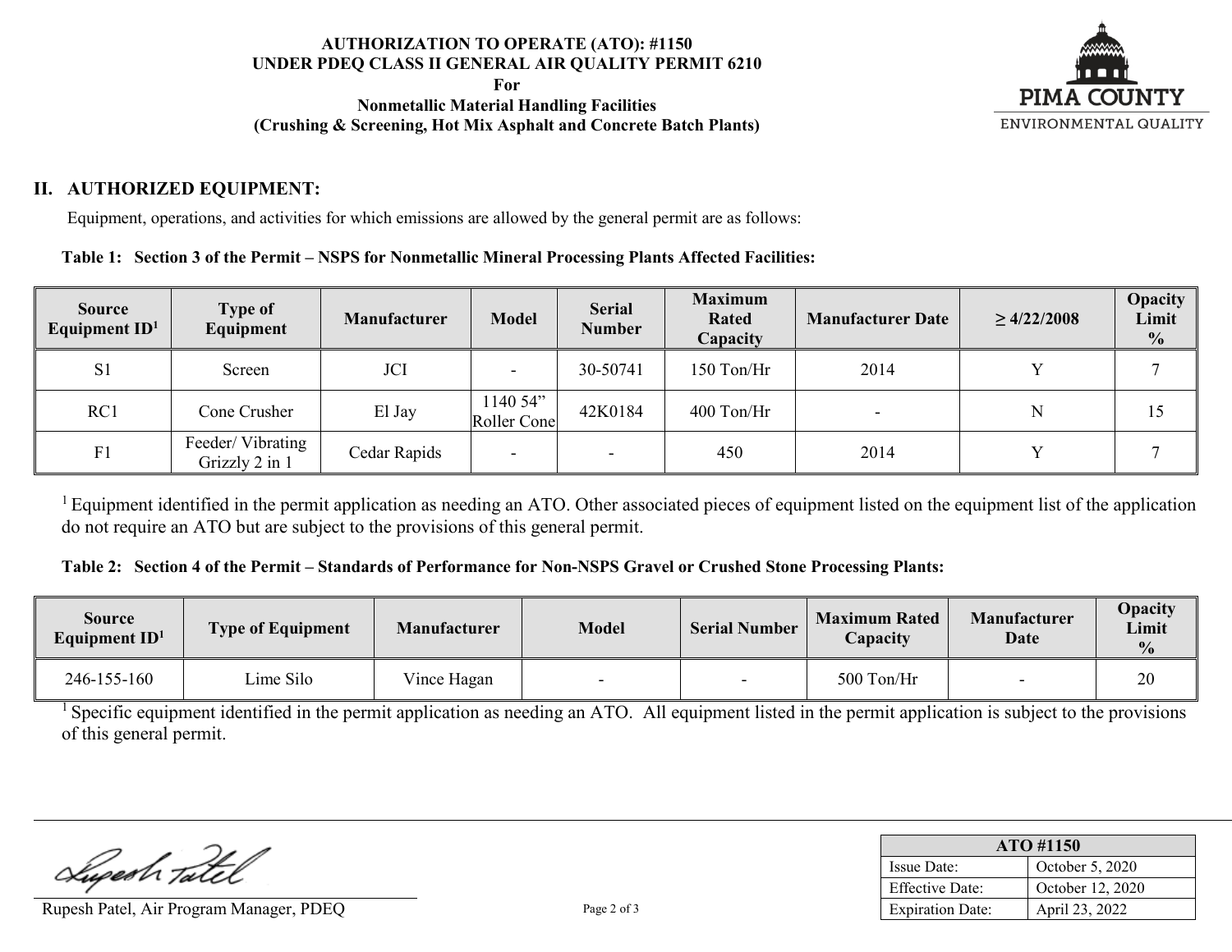**AUTHORIZATION TO OPERATE (ATO): #1150**
**UNDER PDEQ CLASS II GENERAL AIR QUALITY PERMIT 6210**
**For**
**Nonmetallic Material Handling Facilities**
**(Crushing & Screening, Hot Mix Asphalt and Concrete Batch Plants)**

PIMA COUNTY
ENVIRONMENTAL QUALITY

## II. AUTHORIZED EQUIPMENT:

Equipment, operations, and activities for which emissions are allowed by the general permit are as follows:

**Table 1: Section 3 of the Permit – NSPS for Nonmetallic Mineral Processing Plants Affected Facilities:**

| Source Equipment ID[1] | Type of Equipment | Manufacturer | Model | Serial Number | Maximum Rated Capacity | Manufacturer Date | ≥ 4/22/2008 | Opacity Limit % |
|---|---|---|---|---|---|---|---|---|
| S1 | Screen | JCI | - | 30-50741 | 150 Ton/Hr | 2014 | Y | 7 |
| RC1 | Cone Crusher | El Jay | 1140 54" Roller Cone | 42K0184 | 400 Ton/Hr | - | N | 15 |
| F1 | Feeder/ Vibrating Grizzly 2 in 1 | Cedar Rapids | - | - | 450 | 2014 | Y | 7 |

[1] Equipment identified in the permit application as needing an ATO. Other associated pieces of equipment listed on the equipment list of the application do not require an ATO but are subject to the provisions of this general permit.

**Table 2: Section 4 of the Permit – Standards of Performance for Non-NSPS Gravel or Crushed Stone Processing Plants:**

| Source Equipment ID[1] | Type of Equipment | Manufacturer | Model | Serial Number | Maximum Rated Capacity | Manufacturer Date | Opacity Limit % |
|---|---|---|---|---|---|---|---|
| 246-155-160 | Lime Silo | Vince Hagan | - | - | 500 Ton/Hr | - | 20 |

[1] Specific equipment identified in the permit application as needing an ATO. All equipment listed in the permit application is subject to the provisions of this general permit.

Rupesh Patel, Air Program Manager, PDEQ

| ATO #1150 | |
|---|---|
| Issue Date: | October 5, 2020 |
| Effective Date: | October 12, 2020 |
| Expiration Date: | April 23, 2022 |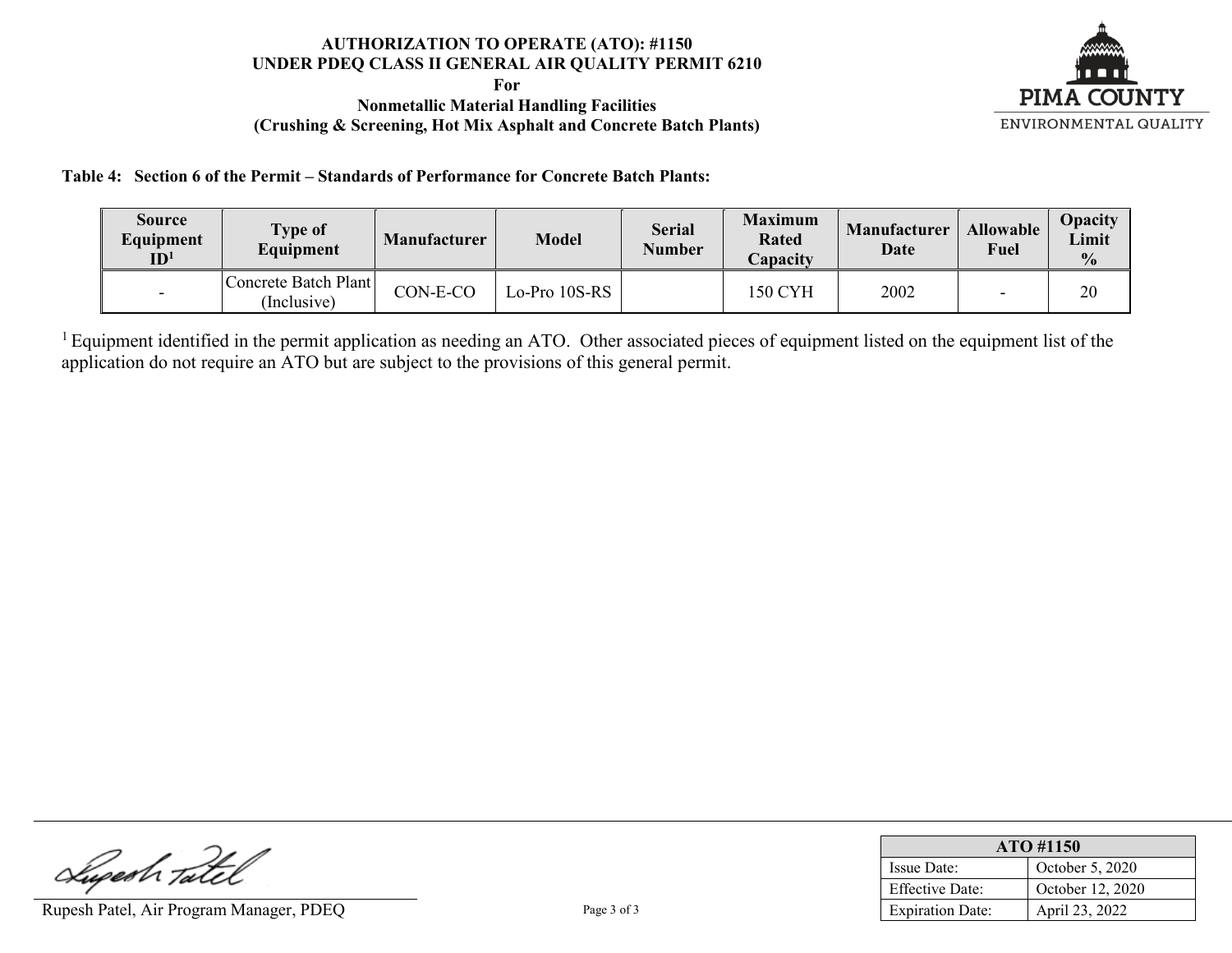**AUTHORIZATION TO OPERATE (ATO): #1150**
**UNDER PDEQ CLASS II GENERAL AIR QUALITY PERMIT 6210**
**For**
**Nonmetallic Material Handling Facilities**
**(Crushing & Screening, Hot Mix Asphalt and Concrete Batch Plants)**

PIMA COUNTY
ENVIRONMENTAL QUALITY

**Table 4: Section 6 of the Permit – Standards of Performance for Concrete Batch Plants:**

| Source Equipment ID[1] | Type of Equipment | Manufacturer | Model | Serial Number | Maximum Rated Capacity | Manufacturer Date | Allowable Fuel | Opacity Limit % |
|---|---|---|---|---|---|---|---|---|
| - | Concrete Batch Plant (Inclusive) | CON-E-CO | Lo-Pro 10S-RS | | 150 CYH | 2002 | - | 20 |

[1] Equipment identified in the permit application as needing an ATO. Other associated pieces of equipment listed on the equipment list of the application do not require an ATO but are subject to the provisions of this general permit.

Rupesh Patel, Air Program Manager, PDEQ

| ATO #1150 | |
|---|---|
| Issue Date: | October 5, 2020 |
| Effective Date: | October 12, 2020 |
| Expiration Date: | April 23, 2022 |